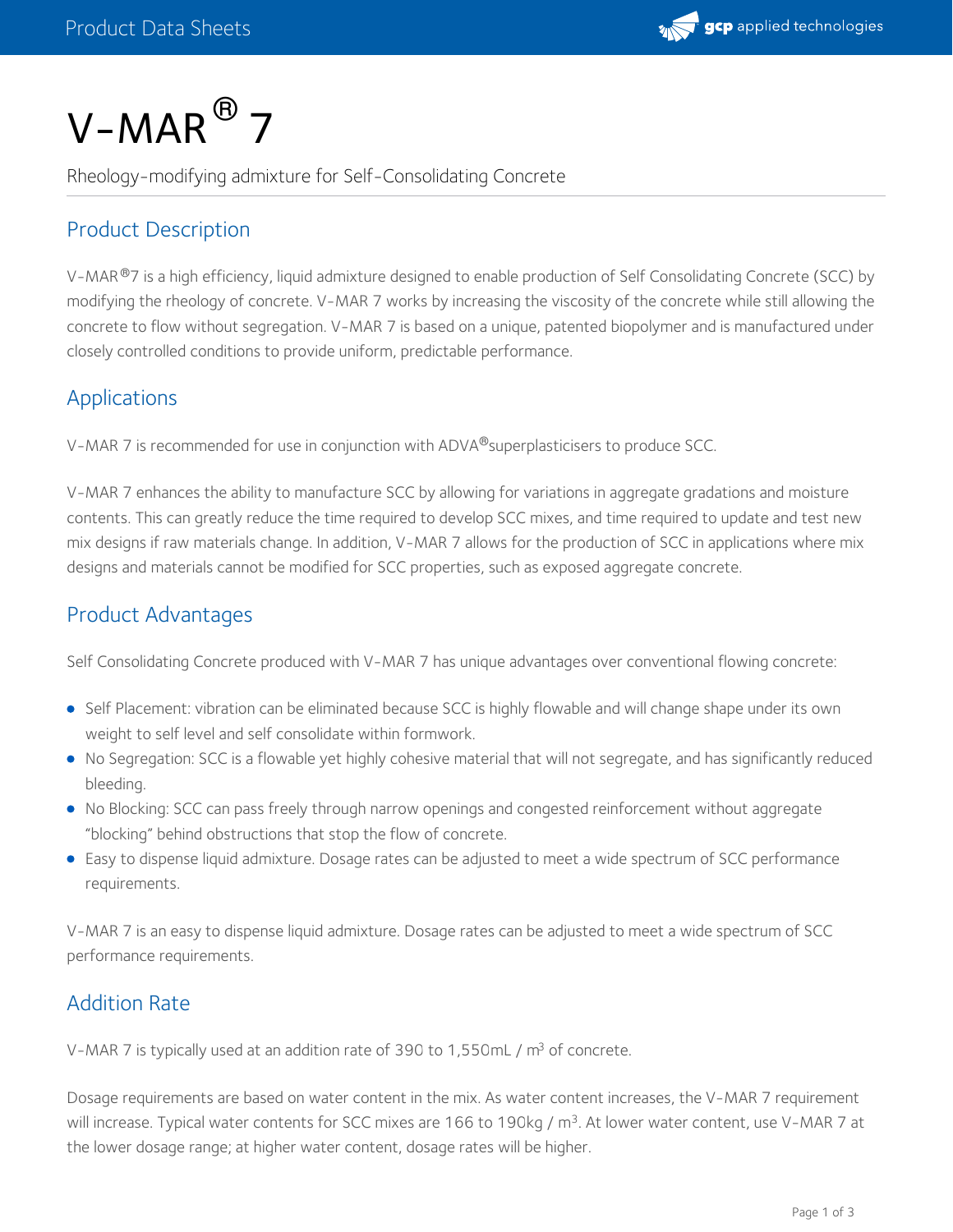# V-MAR® 7

Rheology-modifying admixture for Self-Consolidating Concrete

## Product Description

V-MAR®7 is a high efficiency, liquid admixture designed to enable production of Self Consolidating Concrete (SCC) by modifying the rheology of concrete. V-MAR 7 works by increasing the viscosity of the concrete while still allowing the concrete to flow without segregation. V-MAR 7 is based on a unique, patented biopolymer and is manufactured under closely controlled conditions to provide uniform, predictable performance.

## Applications

V-MAR 7 is recommended for use in conjunction with ADVA®superplasticisers to produce SCC.

V-MAR 7 enhances the ability to manufacture SCC by allowing for variations in aggregate gradations and moisture contents. This can greatly reduce the time required to develop SCC mixes, and time required to update and test new mix designs if raw materials change. In addition, V-MAR 7 allows for the production of SCC in applications where mix designs and materials cannot be modified for SCC properties, such as exposed aggregate concrete.

## Product Advantages

Self Consolidating Concrete produced with V-MAR 7 has unique advantages over conventional flowing concrete:

- Self Placement: vibration can be eliminated because SCC is highly flowable and will change shape under its own weight to self level and self consolidate within formwork.
- No Segregation: SCC is a flowable yet highly cohesive material that will not segregate, and has significantly reduced bleeding.
- No Blocking: SCC can pass freely through narrow openings and congested reinforcement without aggregate "blocking" behind obstructions that stop the flow of concrete.
- Easy to dispense liquid admixture. Dosage rates can be adjusted to meet a wide spectrum of SCC performance requirements.

V-MAR 7 is an easy to dispense liquid admixture. Dosage rates can be adjusted to meet a wide spectrum of SCC performance requirements.

## Addition Rate

V-MAR 7 is typically used at an addition rate of 390 to 1,550mL / $m^3$ of concrete.

Dosage requirements are based on water content in the mix. As water content increases, the V-MAR 7 requirement will increase. Typical water contents for SCC mixes are 166 to 190kg / $m^3$. At lower water content, use V-MAR 7 at the lower dosage range; at higher water content, dosage rates will be higher.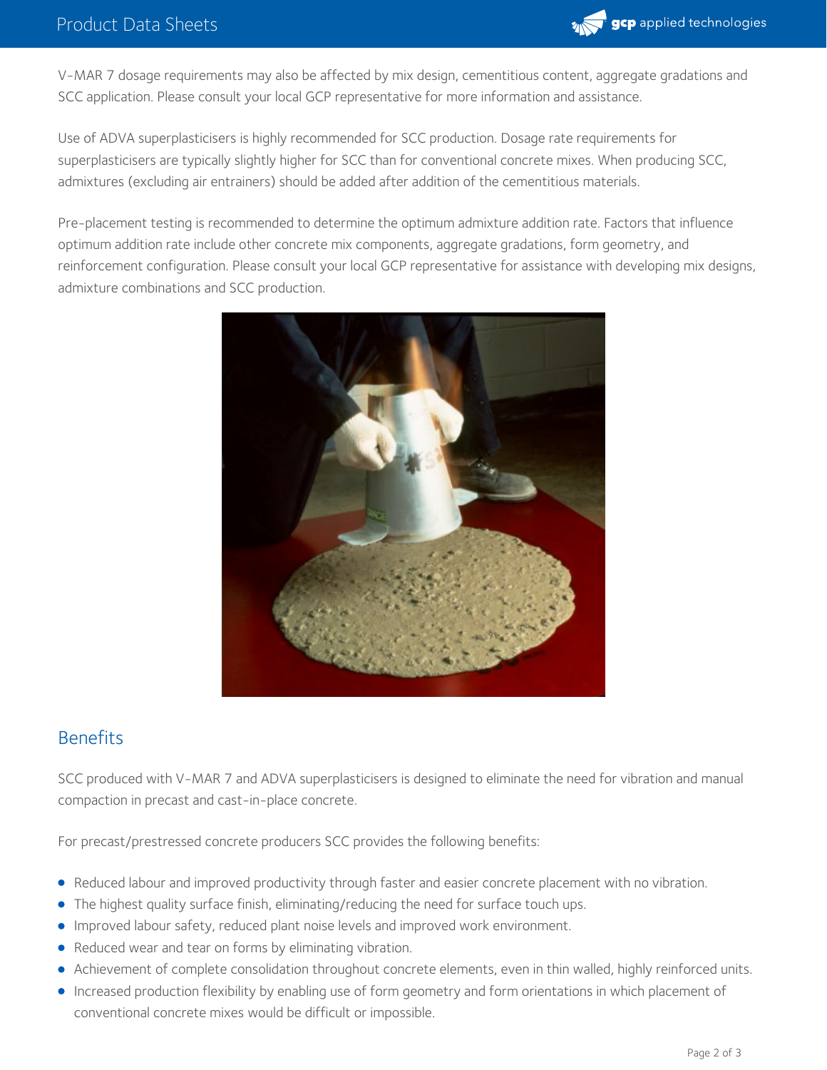V-MAR 7 dosage requirements may also be affected by mix design, cementitious content, aggregate gradations and SCC application. Please consult your local GCP representative for more information and assistance.

Use of ADVA superplasticisers is highly recommended for SCC production. Dosage rate requirements for superplasticisers are typically slightly higher for SCC than for conventional concrete mixes. When producing SCC, admixtures (excluding air entrainers) should be added after addition of the cementitious materials.

Pre-placement testing is recommended to determine the optimum admixture addition rate. Factors that influence optimum addition rate include other concrete mix components, aggregate gradations, form geometry, and reinforcement configuration. Please consult your local GCP representative for assistance with developing mix designs, admixture combinations and SCC production.

## Benefits

SCC produced with V-MAR 7 and ADVA superplasticisers is designed to eliminate the need for vibration and manual compaction in precast and cast-in-place concrete.

For precast/prestressed concrete producers SCC provides the following benefits:

- Reduced labour and improved productivity through faster and easier concrete placement with no vibration.
- The highest quality surface finish, eliminating/reducing the need for surface touch ups.
- Improved labour safety, reduced plant noise levels and improved work environment.
- Reduced wear and tear on forms by eliminating vibration.
- Achievement of complete consolidation throughout concrete elements, even in thin walled, highly reinforced units.
- Increased production flexibility by enabling use of form geometry and form orientations in which placement of conventional concrete mixes would be difficult or impossible.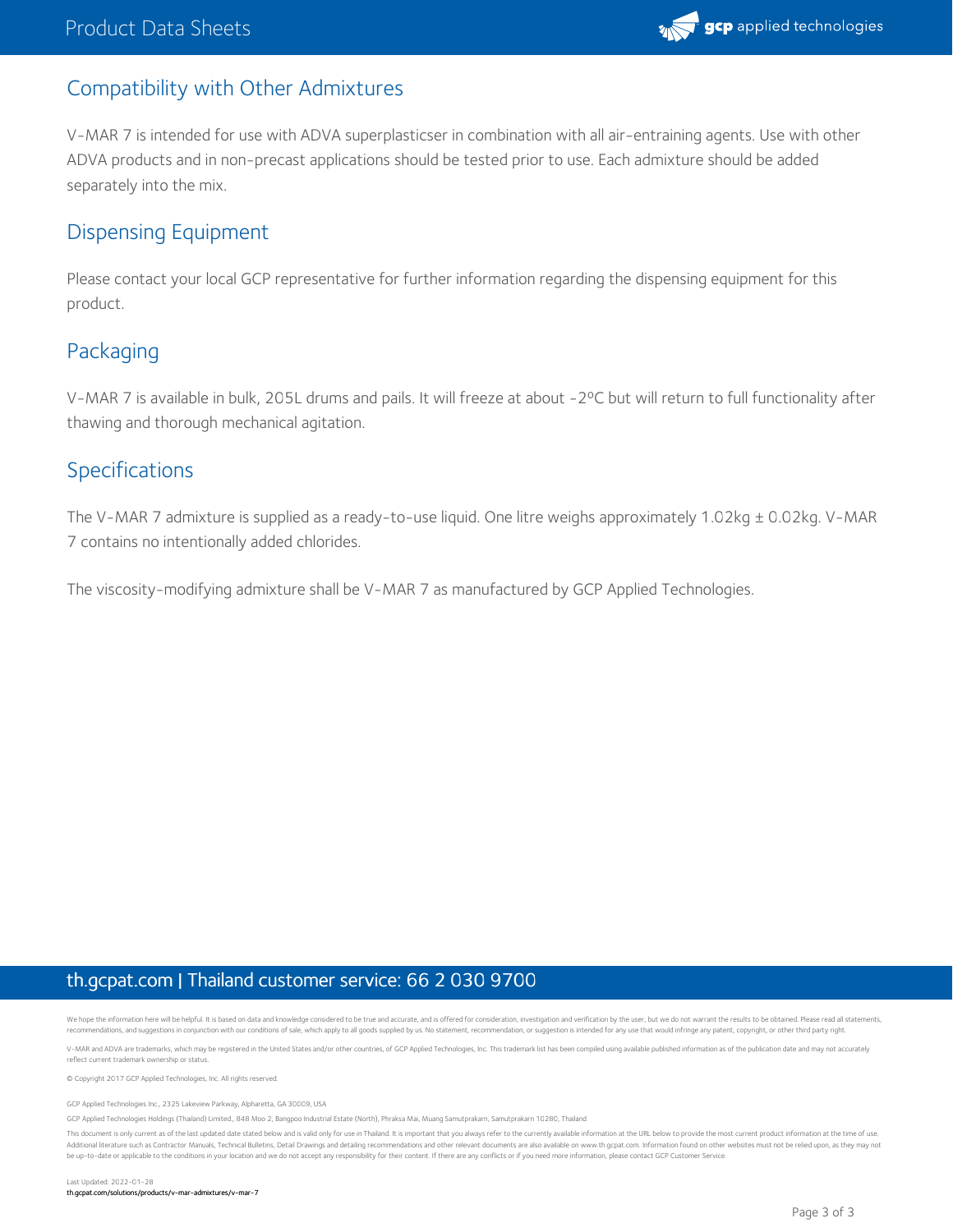## Compatibility with Other Admixtures

V-MAR 7 is intended for use with ADVA superplasticser in combination with all air-entraining agents. Use with other ADVA products and in non-precast applications should be tested prior to use. Each admixture should be added separately into the mix.

## Dispensing Equipment

Please contact your local GCP representative for further information regarding the dispensing equipment for this product.

## Packaging

V-MAR 7 is available in bulk, 205L drums and pails. It will freeze at about -2ºC but will return to full functionality after thawing and thorough mechanical agitation.

## Specifications

The V-MAR 7 admixture is supplied as a ready-to-use liquid. One litre weighs approximately 1.02kg ± 0.02kg. V-MAR 7 contains no intentionally added chlorides.

The viscosity-modifying admixture shall be V-MAR 7 as manufactured by GCP Applied Technologies.

th.gcpat.com | Thailand customer service: 66 2 030 9700

We hope the information here will be helpful. It is based on data and knowledge considered to be true and accurate, and is offered for consideration, investigation and verification by the user, but we do not warrant the results to be obtained. Please read all statements, recommendations, and suggestions in conjunction with our conditions of sale, which apply to all goods supplied by us. No statement, recommendation, or suggestion is intended for any use that would infringe any patent, copyright, or other third party right.

V-MAR and ADVA are trademarks, which may be registered in the United States and/or other countries, of GCP Applied Technologies, Inc. This trademark list has been compiled using available published information as of the publication date and may not accurately reflect current trademark ownership or status.

© Copyright 2017 GCP Applied Technologies, Inc. All rights reserved.

GCP Applied Technologies Inc., 2325 Lakeview Parkway, Alpharetta, GA 30009, USA

GCP Applied Technologies Holdings (Thailand) Limited., 848 Moo 2, Bangpoo Industrial Estate (North), Phraksa Mai, Muang Samutprakarn, Samutprakarn 10280, Thailand

This document is only current as of the last updated date stated below and is valid only for use in Thailand. It is important that you always refer to the currently available information at the URL below to provide the most current product information at the time of use. Additional literature such as Contractor Manuals, Technical Bulletins, Detail Drawings and detailing recommendations and other relevant documents are also available on www.th.gcpat.com. Information found on other websites must not be relied upon, as they may not be up-to-date or applicable to the conditions in your location and we do not accept any responsibility for their content. If there are any conflicts or if you need more information, please contact GCP Customer Service.

Last Updated: 2022-01-28

th.gcpat.com/solutions/products/v-mar-admixtures/v-mar-7